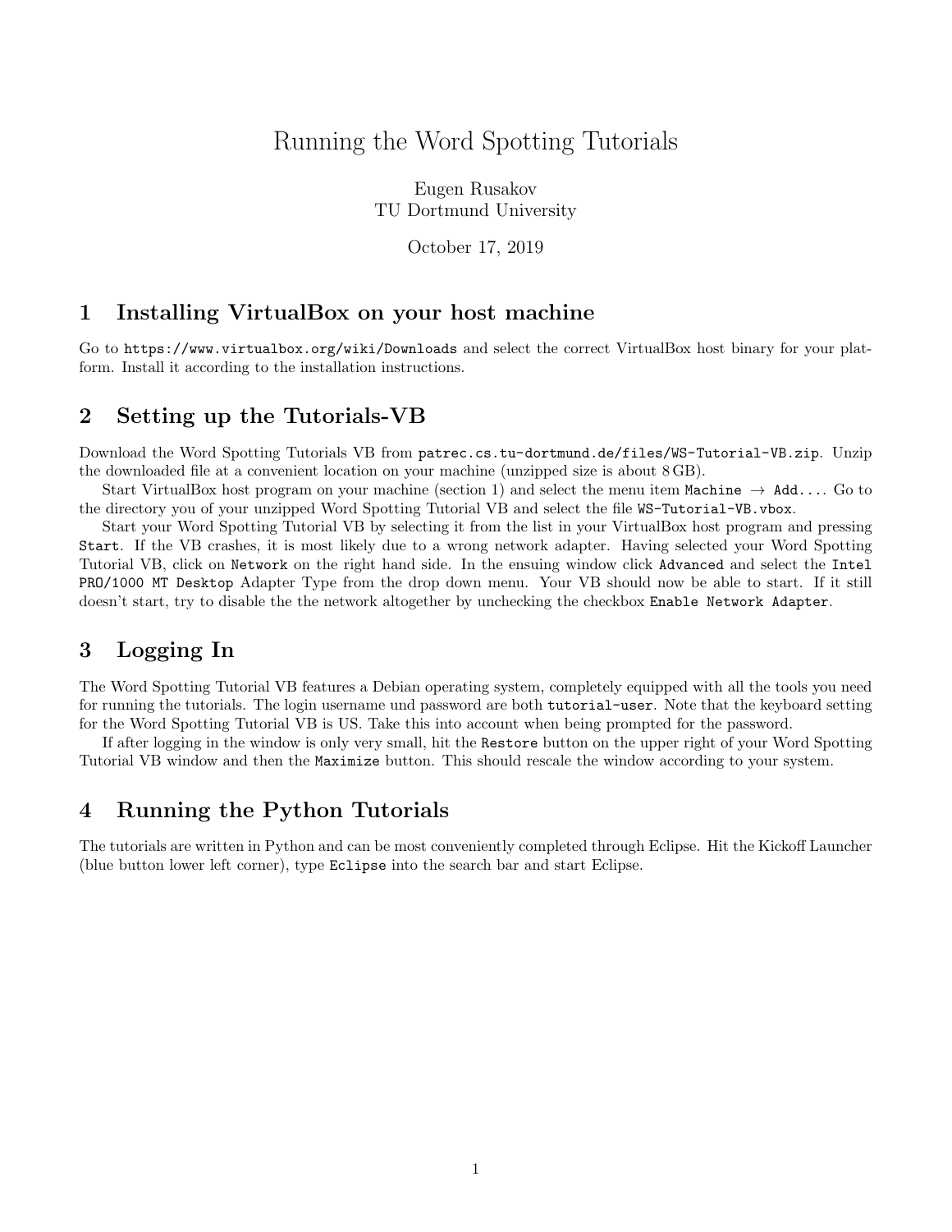# Running the Word Spotting Tutorials

Eugen Rusakov
TU Dortmund University

October 17, 2019

## 1 Installing VirtualBox on your host machine

Go to `https://www.virtualbox.org/wiki/Downloads` and select the correct VirtualBox host binary for your platform. Install it according to the installation instructions.

## 2 Setting up the Tutorials-VB

Download the Word Spotting Tutorials VB from `patrec.cs.tu-dortmund.de/files/WS-Tutorial-VB.zip`. Unzip the downloaded file at a convenient location on your machine (unzipped size is about 8 GB).

Start VirtualBox host program on your machine (section 1) and select the menu item `Machine` → `Add...`. Go to the directory you of your unzipped Word Spotting Tutorial VB and select the file `WS-Tutorial-VB.vbox`.

Start your Word Spotting Tutorial VB by selecting it from the list in your VirtualBox host program and pressing `Start`. If the VB crashes, it is most likely due to a wrong network adapter. Having selected your Word Spotting Tutorial VB, click on `Network` on the right hand side. In the ensuing window click `Advanced` and select the `Intel PRO/1000 MT Desktop` Adapter Type from the drop down menu. Your VB should now be able to start. If it still doesn't start, try to disable the the network altogether by unchecking the checkbox `Enable Network Adapter`.

## 3 Logging In

The Word Spotting Tutorial VB features a Debian operating system, completely equipped with all the tools you need for running the tutorials. The login username und password are both `tutorial-user`. Note that the keyboard setting for the Word Spotting Tutorial VB is US. Take this into account when being prompted for the password.

If after logging in the window is only very small, hit the `Restore` button on the upper right of your Word Spotting Tutorial VB window and then the `Maximize` button. This should rescale the window according to your system.

## 4 Running the Python Tutorials

The tutorials are written in Python and can be most conveniently completed through Eclipse. Hit the Kickoff Launcher (blue button lower left corner), type `Eclipse` into the search bar and start Eclipse.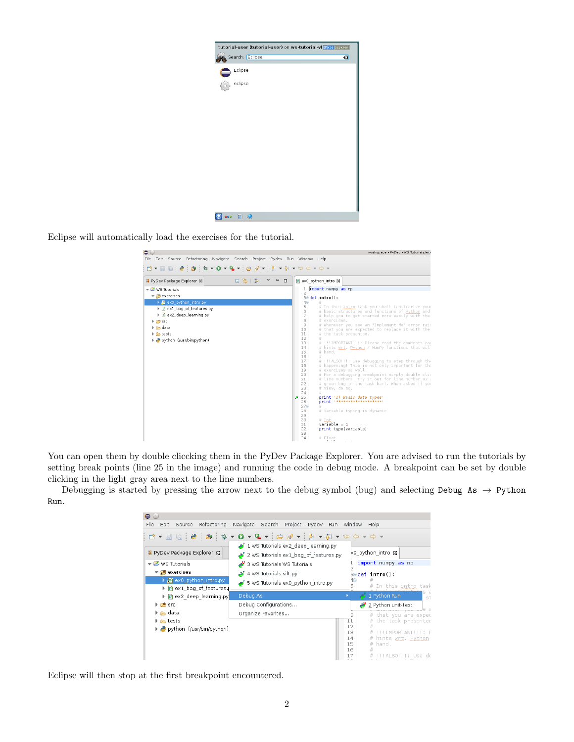Eclipse will automatically load the exercises for the tutorial.

You can open them by double cliccking them in the PyDev Package Explorer. You are advised to run the tutorials by setting break points (line 25 in the image) and running the code in debug mode. A breakpoint can be set by double clicking in the light gray area next to the line numbers.

Debugging is started by pressing the arrow next to the debug symbol (bug) and selecting `Debug As` → `Python Run`.

Eclipse will then stop at the first breakpoint encountered.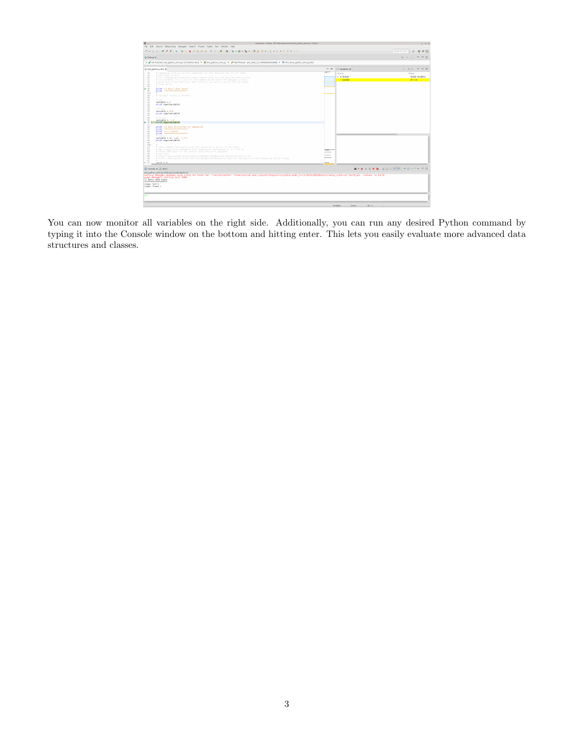You can now monitor all variables on the right side. Additionally, you can run any desired Python command by typing it into the Console window on the bottom and hitting enter. This lets you easily evaluate more advanced data structures and classes.